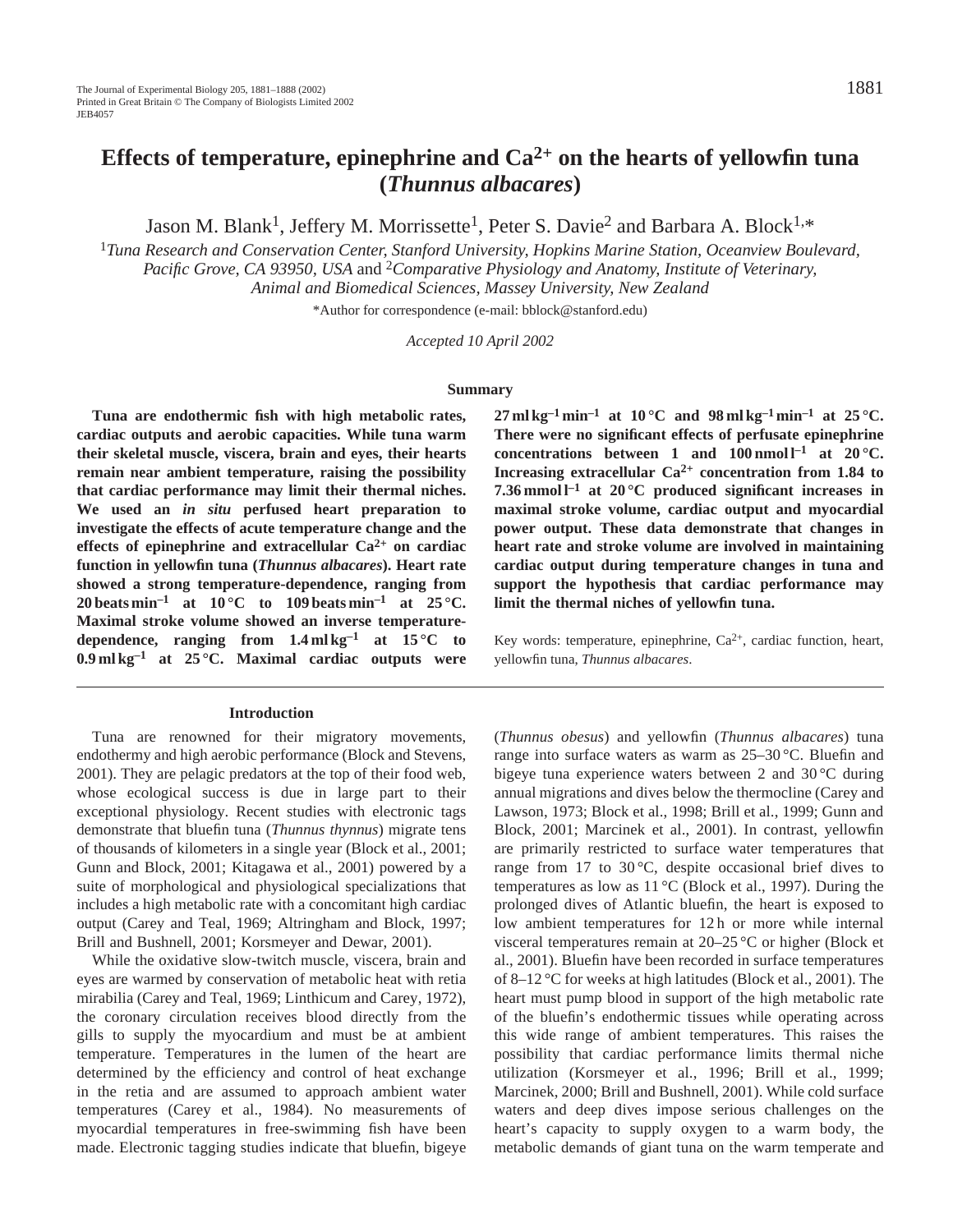# Effects of temperature, epinephrine and $Ca^{2+}$ on the hearts of yellowfin tuna (*Thunnus albacares*)

Jason M. Blank[1], Jeffery M. Morrissette[1], Peter S. Davie[2] and Barbara A. Block[1,*]

[1]*Tuna Research and Conservation Center, Stanford University, Hopkins Marine Station, Oceanview Boulevard, Pacific Grove, CA 93950, USA* and [2]*Comparative Physiology and Anatomy, Institute of Veterinary, Animal and Biomedical Sciences, Massey University, New Zealand*

*Author for correspondence (e-mail: bblock@stanford.edu)

*Accepted 10 April 2002*

## Summary

**Tuna are endothermic fish with high metabolic rates, cardiac outputs and aerobic capacities. While tuna warm their skeletal muscle, viscera, brain and eyes, their hearts remain near ambient temperature, raising the possibility that cardiac performance may limit their thermal niches. We used an *in situ* perfused heart preparation to investigate the effects of acute temperature change and the effects of epinephrine and extracellular $Ca^{2+}$ on cardiac function in yellowfin tuna (*Thunnus albacares*). Heart rate showed a strong temperature-dependence, ranging from 20 beats $min^{-1}$ at 10 °C to 109 beats $min^{-1}$ at 25 °C. Maximal stroke volume showed an inverse temperature-dependence, ranging from 1.4 ml $kg^{-1}$ at 15 °C to 0.9 ml $kg^{-1}$ at 25 °C. Maximal cardiac outputs were 27 ml $kg^{-1}$ $min^{-1}$ at 10 °C and 98 ml $kg^{-1}$ $min^{-1}$ at 25 °C. There were no significant effects of perfusate epinephrine concentrations between 1 and 100 nmol $l^{-1}$ at 20 °C. Increasing extracellular $Ca^{2+}$ concentration from 1.84 to 7.36 mmol $l^{-1}$ at 20 °C produced significant increases in maximal stroke volume, cardiac output and myocardial power output. These data demonstrate that changes in heart rate and stroke volume are involved in maintaining cardiac output during temperature changes in tuna and support the hypothesis that cardiac performance may limit the thermal niches of yellowfin tuna.**

Key words: temperature, epinephrine, $Ca^{2+}$, cardiac function, heart, yellowfin tuna, *Thunnus albacares*.

## Introduction

Tuna are renowned for their migratory movements, endothermy and high aerobic performance (Block and Stevens, 2001). They are pelagic predators at the top of their food web, whose ecological success is due in large part to their exceptional physiology. Recent studies with electronic tags demonstrate that bluefin tuna (*Thunnus thynnus*) migrate tens of thousands of kilometers in a single year (Block et al., 2001; Gunn and Block, 2001; Kitagawa et al., 2001) powered by a suite of morphological and physiological specializations that includes a high metabolic rate with a concomitant high cardiac output (Carey and Teal, 1969; Altringham and Block, 1997; Brill and Bushnell, 2001; Korsmeyer and Dewar, 2001).

While the oxidative slow-twitch muscle, viscera, brain and eyes are warmed by conservation of metabolic heat with retia mirabilia (Carey and Teal, 1969; Linthicum and Carey, 1972), the coronary circulation receives blood directly from the gills to supply the myocardium and must be at ambient temperature. Temperatures in the lumen of the heart are determined by the efficiency and control of heat exchange in the retia and are assumed to approach ambient water temperatures (Carey et al., 1984). No measurements of myocardial temperatures in free-swimming fish have been made. Electronic tagging studies indicate that bluefin, bigeye (*Thunnus obesus*) and yellowfin (*Thunnus albacares*) tuna range into surface waters as warm as 25–30 °C. Bluefin and bigeye tuna experience waters between 2 and 30 °C during annual migrations and dives below the thermocline (Carey and Lawson, 1973; Block et al., 1998; Brill et al., 1999; Gunn and Block, 2001; Marcinek et al., 2001). In contrast, yellowfin are primarily restricted to surface water temperatures that range from 17 to 30 °C, despite occasional brief dives to temperatures as low as 11 °C (Block et al., 1997). During the prolonged dives of Atlantic bluefin, the heart is exposed to low ambient temperatures for 12 h or more while internal visceral temperatures remain at 20–25 °C or higher (Block et al., 2001). Bluefin have been recorded in surface temperatures of 8–12 °C for weeks at high latitudes (Block et al., 2001). The heart must pump blood in support of the high metabolic rate of the bluefin's endothermic tissues while operating across this wide range of ambient temperatures. This raises the possibility that cardiac performance limits thermal niche utilization (Korsmeyer et al., 1996; Brill et al., 1999; Marcinek, 2000; Brill and Bushnell, 2001). While cold surface waters and deep dives impose serious challenges on the heart's capacity to supply oxygen to a warm body, the metabolic demands of giant tuna on the warm temperate and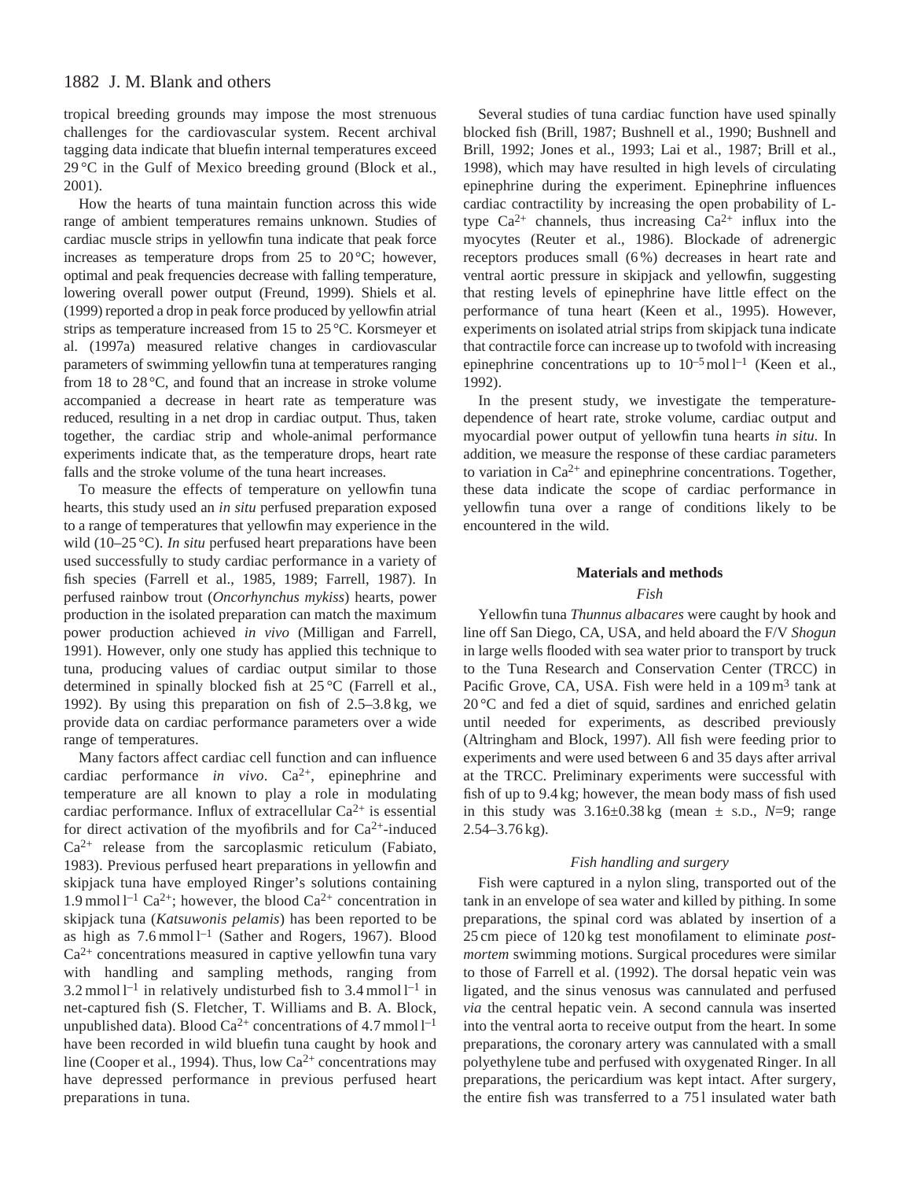tropical breeding grounds may impose the most strenuous challenges for the cardiovascular system. Recent archival tagging data indicate that bluefin internal temperatures exceed 29 °C in the Gulf of Mexico breeding ground (Block et al., 2001).

How the hearts of tuna maintain function across this wide range of ambient temperatures remains unknown. Studies of cardiac muscle strips in yellowfin tuna indicate that peak force increases as temperature drops from 25 to 20 °C; however, optimal and peak frequencies decrease with falling temperature, lowering overall power output (Freund, 1999). Shiels et al. (1999) reported a drop in peak force produced by yellowfin atrial strips as temperature increased from 15 to 25 °C. Korsmeyer et al. (1997a) measured relative changes in cardiovascular parameters of swimming yellowfin tuna at temperatures ranging from 18 to 28 °C, and found that an increase in stroke volume accompanied a decrease in heart rate as temperature was reduced, resulting in a net drop in cardiac output. Thus, taken together, the cardiac strip and whole-animal performance experiments indicate that, as the temperature drops, heart rate falls and the stroke volume of the tuna heart increases.

To measure the effects of temperature on yellowfin tuna hearts, this study used an *in situ* perfused preparation exposed to a range of temperatures that yellowfin may experience in the wild (10–25 °C). *In situ* perfused heart preparations have been used successfully to study cardiac performance in a variety of fish species (Farrell et al., 1985, 1989; Farrell, 1987). In perfused rainbow trout (*Oncorhynchus mykiss*) hearts, power production in the isolated preparation can match the maximum power production achieved *in vivo* (Milligan and Farrell, 1991). However, only one study has applied this technique to tuna, producing values of cardiac output similar to those determined in spinally blocked fish at 25 °C (Farrell et al., 1992). By using this preparation on fish of 2.5–3.8 kg, we provide data on cardiac performance parameters over a wide range of temperatures.

Many factors affect cardiac cell function and can influence cardiac performance *in vivo*. $Ca^{2+}$, epinephrine and temperature are all known to play a role in modulating cardiac performance. Influx of extracellular $Ca^{2+}$ is essential for direct activation of the myofibrils and for $Ca^{2+}$-induced $Ca^{2+}$ release from the sarcoplasmic reticulum (Fabiato, 1983). Previous perfused heart preparations in yellowfin and skipjack tuna have employed Ringer's solutions containing 1.9 mmol $l^{-1}$ $Ca^{2+}$; however, the blood $Ca^{2+}$ concentration in skipjack tuna (*Katsuwonis pelamis*) has been reported to be as high as 7.6 mmol $l^{-1}$ (Sather and Rogers, 1967). Blood $Ca^{2+}$ concentrations measured in captive yellowfin tuna vary with handling and sampling methods, ranging from 3.2 mmol $l^{-1}$ in relatively undisturbed fish to 3.4 mmol $l^{-1}$ in net-captured fish (S. Fletcher, T. Williams and B. A. Block, unpublished data). Blood $Ca^{2+}$ concentrations of 4.7 mmol $l^{-1}$ have been recorded in wild bluefin tuna caught by hook and line (Cooper et al., 1994). Thus, low $Ca^{2+}$ concentrations may have depressed performance in previous perfused heart preparations in tuna.

Several studies of tuna cardiac function have used spinally blocked fish (Brill, 1987; Bushnell et al., 1990; Bushnell and Brill, 1992; Jones et al., 1993; Lai et al., 1987; Brill et al., 1998), which may have resulted in high levels of circulating epinephrine during the experiment. Epinephrine influences cardiac contractility by increasing the open probability of L-type $Ca^{2+}$ channels, thus increasing $Ca^{2+}$ influx into the myocytes (Reuter et al., 1986). Blockade of adrenergic receptors produces small (6 %) decreases in heart rate and ventral aortic pressure in skipjack and yellowfin, suggesting that resting levels of epinephrine have little effect on the performance of tuna heart (Keen et al., 1995). However, experiments on isolated atrial strips from skipjack tuna indicate that contractile force can increase up to twofold with increasing epinephrine concentrations up to $10^{-5}$ mol $l^{-1}$ (Keen et al., 1992).

In the present study, we investigate the temperature-dependence of heart rate, stroke volume, cardiac output and myocardial power output of yellowfin tuna hearts *in situ*. In addition, we measure the response of these cardiac parameters to variation in $Ca^{2+}$ and epinephrine concentrations. Together, these data indicate the scope of cardiac performance in yellowfin tuna over a range of conditions likely to be encountered in the wild.

## Materials and methods

### *Fish*

Yellowfin tuna *Thunnus albacares* were caught by hook and line off San Diego, CA, USA, and held aboard the F/V *Shogun* in large wells flooded with sea water prior to transport by truck to the Tuna Research and Conservation Center (TRCC) in Pacific Grove, CA, USA. Fish were held in a 109 $m^3$ tank at 20 °C and fed a diet of squid, sardines and enriched gelatin until needed for experiments, as described previously (Altringham and Block, 1997). All fish were feeding prior to experiments and were used between 6 and 35 days after arrival at the TRCC. Preliminary experiments were successful with fish of up to 9.4 kg; however, the mean body mass of fish used in this study was 3.16±0.38 kg (mean ± S.D., $N$=9; range 2.54–3.76 kg).

### *Fish handling and surgery*

Fish were captured in a nylon sling, transported out of the tank in an envelope of sea water and killed by pithing. In some preparations, the spinal cord was ablated by insertion of a 25 cm piece of 120 kg test monofilament to eliminate *post-mortem* swimming motions. Surgical procedures were similar to those of Farrell et al. (1992). The dorsal hepatic vein was ligated, and the sinus venosus was cannulated and perfused *via* the central hepatic vein. A second cannula was inserted into the ventral aorta to receive output from the heart. In some preparations, the coronary artery was cannulated with a small polyethylene tube and perfused with oxygenated Ringer. In all preparations, the pericardium was kept intact. After surgery, the entire fish was transferred to a 75 l insulated water bath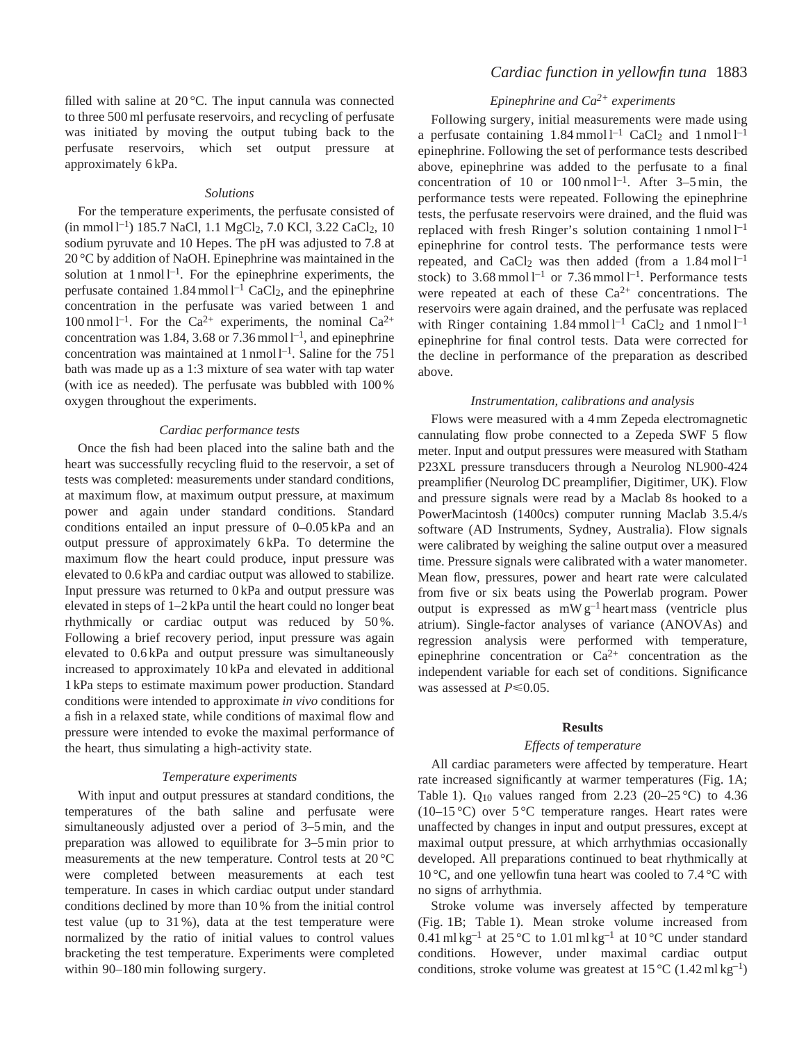filled with saline at 20 °C. The input cannula was connected to three 500 ml perfusate reservoirs, and recycling of perfusate was initiated by moving the output tubing back to the perfusate reservoirs, which set output pressure at approximately 6 kPa.

### *Solutions*

For the temperature experiments, the perfusate consisted of (in mmol $l^{-1}$) 185.7 NaCl, 1.1 $MgCl_2$, 7.0 KCl, 3.22 $CaCl_2$, 10 sodium pyruvate and 10 Hepes. The pH was adjusted to 7.8 at 20 °C by addition of NaOH. Epinephrine was maintained in the solution at 1 nmol $l^{-1}$. For the epinephrine experiments, the perfusate contained 1.84 mmol $l^{-1}$ $CaCl_2$, and the epinephrine concentration in the perfusate was varied between 1 and 100 nmol $l^{-1}$. For the $Ca^{2+}$ experiments, the nominal $Ca^{2+}$ concentration was 1.84, 3.68 or 7.36 mmol $l^{-1}$, and epinephrine concentration was maintained at 1 nmol $l^{-1}$. Saline for the 75 l bath was made up as a 1:3 mixture of sea water with tap water (with ice as needed). The perfusate was bubbled with 100 % oxygen throughout the experiments.

### *Cardiac performance tests*

Once the fish had been placed into the saline bath and the heart was successfully recycling fluid to the reservoir, a set of tests was completed: measurements under standard conditions, at maximum flow, at maximum output pressure, at maximum power and again under standard conditions. Standard conditions entailed an input pressure of 0–0.05 kPa and an output pressure of approximately 6 kPa. To determine the maximum flow the heart could produce, input pressure was elevated to 0.6 kPa and cardiac output was allowed to stabilize. Input pressure was returned to 0 kPa and output pressure was elevated in steps of 1–2 kPa until the heart could no longer beat rhythmically or cardiac output was reduced by 50 %. Following a brief recovery period, input pressure was again elevated to 0.6 kPa and output pressure was simultaneously increased to approximately 10 kPa and elevated in additional 1 kPa steps to estimate maximum power production. Standard conditions were intended to approximate *in vivo* conditions for a fish in a relaxed state, while conditions of maximal flow and pressure were intended to evoke the maximal performance of the heart, thus simulating a high-activity state.

### *Temperature experiments*

With input and output pressures at standard conditions, the temperatures of the bath saline and perfusate were simultaneously adjusted over a period of 3–5 min, and the preparation was allowed to equilibrate for 3–5 min prior to measurements at the new temperature. Control tests at 20 °C were completed between measurements at each test temperature. In cases in which cardiac output under standard conditions declined by more than 10 % from the initial control test value (up to 31 %), data at the test temperature were normalized by the ratio of initial values to control values bracketing the test temperature. Experiments were completed within 90–180 min following surgery.

### *Epinephrine and $Ca^{2+}$ experiments*

Following surgery, initial measurements were made using a perfusate containing 1.84 mmol $l^{-1}$ $CaCl_2$ and 1 nmol $l^{-1}$ epinephrine. Following the set of performance tests described above, epinephrine was added to the perfusate to a final concentration of 10 or 100 nmol $l^{-1}$. After 3–5 min, the performance tests were repeated. Following the epinephrine tests, the perfusate reservoirs were drained, and the fluid was replaced with fresh Ringer's solution containing 1 nmol $l^{-1}$ epinephrine for control tests. The performance tests were repeated, and $CaCl_2$ was then added (from a 1.84 mol $l^{-1}$ stock) to 3.68 mmol $l^{-1}$ or 7.36 mmol $l^{-1}$. Performance tests were repeated at each of these $Ca^{2+}$ concentrations. The reservoirs were again drained, and the perfusate was replaced with Ringer containing 1.84 mmol $l^{-1}$ $CaCl_2$ and 1 nmol $l^{-1}$ epinephrine for final control tests. Data were corrected for the decline in performance of the preparation as described above.

### *Instrumentation, calibrations and analysis*

Flows were measured with a 4 mm Zepeda electromagnetic cannulating flow probe connected to a Zepeda SWF 5 flow meter. Input and output pressures were measured with Statham P23XL pressure transducers through a Neurolog NL900-424 preamplifier (Neurolog DC preamplifier, Digitimer, UK). Flow and pressure signals were read by a Maclab 8s hooked to a PowerMacintosh (1400cs) computer running Maclab 3.5.4/s software (AD Instruments, Sydney, Australia). Flow signals were calibrated by weighing the saline output over a measured time. Pressure signals were calibrated with a water manometer. Mean flow, pressures, power and heart rate were calculated from five or six beats using the Powerlab program. Power output is expressed as mW $g^{-1}$ heart mass (ventricle plus atrium). Single-factor analyses of variance (ANOVAs) and regression analysis were performed with temperature, epinephrine concentration or $Ca^{2+}$ concentration as the independent variable for each set of conditions. Significance was assessed at $P \leq 0.05$.

## Results

### *Effects of temperature*

All cardiac parameters were affected by temperature. Heart rate increased significantly at warmer temperatures (Fig. 1A; Table 1). $Q_{10}$ values ranged from 2.23 (20–25 °C) to 4.36 (10–15 °C) over 5 °C temperature ranges. Heart rates were unaffected by changes in input and output pressures, except at maximal output pressure, at which arrhythmias occasionally developed. All preparations continued to beat rhythmically at 10 °C, and one yellowfin tuna heart was cooled to 7.4 °C with no signs of arrhythmia.

Stroke volume was inversely affected by temperature (Fig. 1B; Table 1). Mean stroke volume increased from 0.41 ml $kg^{-1}$ at 25 °C to 1.01 ml $kg^{-1}$ at 10 °C under standard conditions. However, under maximal cardiac output conditions, stroke volume was greatest at 15 °C (1.42 ml $kg^{-1}$)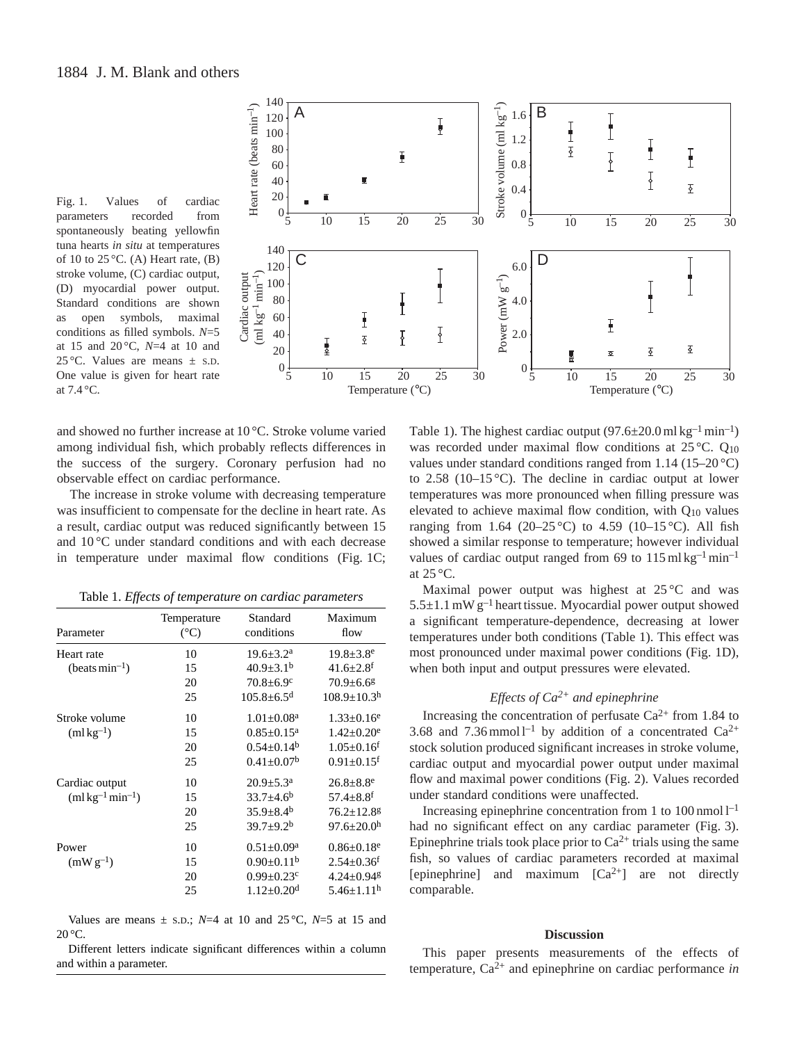Fig. 1. Values of cardiac parameters recorded from spontaneously beating yellowfin tuna hearts *in situ* at temperatures of 10 to 25 °C. (A) Heart rate, (B) stroke volume, (C) cardiac output, (D) myocardial power output. Standard conditions are shown as open symbols, maximal conditions as filled symbols. $N$=5 at 15 and 20 °C, $N$=4 at 10 and 25 °C. Values are means ± S.D. One value is given for heart rate at 7.4 °C.

and showed no further increase at 10 °C. Stroke volume varied among individual fish, which probably reflects differences in the success of the surgery. Coronary perfusion had no observable effect on cardiac performance.

The increase in stroke volume with decreasing temperature was insufficient to compensate for the decline in heart rate. As a result, cardiac output was reduced significantly between 15 and 10 °C under standard conditions and with each decrease in temperature under maximal flow conditions (Fig. 1C; Table 1). The highest cardiac output (97.6±20.0 ml kg$^{-1}$ min$^{-1}$) was recorded under maximal flow conditions at 25 °C. $Q_{10}$ values under standard conditions ranged from 1.14 (15–20 °C) to 2.58 (10–15 °C). The decline in cardiac output at lower temperatures was more pronounced when filling pressure was elevated to achieve maximal flow condition, with $Q_{10}$ values ranging from 1.64 (20–25 °C) to 4.59 (10–15 °C). All fish showed a similar response to temperature; however individual values of cardiac output ranged from 69 to 115 ml kg$^{-1}$ min$^{-1}$ at 25 °C.

Table 1. *Effects of temperature on cardiac parameters*

| Parameter | Temperature (°C) | Standard conditions | Maximum flow |
|---|---|---|---|
| Heart rate (beats min$^{-1}$) | 10 | 19.6±3.2$^a$ | 19.8±3.8$^e$ |
| | 15 | 40.9±3.1$^b$ | 41.6±2.8$^f$ |
| | 20 | 70.8±6.9$^c$ | 70.9±6.6$^g$ |
| | 25 | 105.8±6.5$^d$ | 108.9±10.3$^h$ |
| Stroke volume (ml kg$^{-1}$) | 10 | 1.01±0.08$^a$ | 1.33±0.16$^e$ |
| | 15 | 0.85±0.15$^a$ | 1.42±0.20$^e$ |
| | 20 | 0.54±0.14$^b$ | 1.05±0.16$^f$ |
| | 25 | 0.41±0.07$^b$ | 0.91±0.15$^f$ |
| Cardiac output (ml kg$^{-1}$ min$^{-1}$) | 10 | 20.9±5.3$^a$ | 26.8±8.8$^e$ |
| | 15 | 33.7±4.6$^b$ | 57.4±8.8$^f$ |
| | 20 | 35.9±8.4$^b$ | 76.2±12.8$^g$ |
| | 25 | 39.7±9.2$^b$ | 97.6±20.0$^h$ |
| Power (mW g$^{-1}$) | 10 | 0.51±0.09$^a$ | 0.86±0.18$^e$ |
| | 15 | 0.90±0.11$^b$ | 2.54±0.36$^f$ |
| | 20 | 0.99±0.23$^c$ | 4.24±0.94$^g$ |
| | 25 | 1.12±0.20$^d$ | 5.46±1.11$^h$ |

Values are means ± S.D.; $N$=4 at 10 and 25 °C, $N$=5 at 15 and 20 °C.

Different letters indicate significant differences within a column and within a parameter.

Maximal power output was highest at 25 °C and was 5.5±1.1 mW g$^{-1}$ heart tissue. Myocardial power output showed a significant temperature-dependence, decreasing at lower temperatures under both conditions (Table 1). This effect was most pronounced under maximal power conditions (Fig. 1D), when both input and output pressures were elevated.

### *Effects of $Ca^{2+}$ and epinephrine*

Increasing the concentration of perfusate $Ca^{2+}$ from 1.84 to 3.68 and 7.36 mmol l$^{-1}$ by addition of a concentrated $Ca^{2+}$ stock solution produced significant increases in stroke volume, cardiac output and myocardial power output under maximal flow and maximal power conditions (Fig. 2). Values recorded under standard conditions were unaffected.

Increasing epinephrine concentration from 1 to 100 nmol l$^{-1}$ had no significant effect on any cardiac parameter (Fig. 3). Epinephrine trials took place prior to $Ca^{2+}$ trials using the same fish, so values of cardiac parameters recorded at maximal [epinephrine] and maximum [$Ca^{2+}$] are not directly comparable.

## Discussion

This paper presents measurements of the effects of temperature, $Ca^{2+}$ and epinephrine on cardiac performance *in*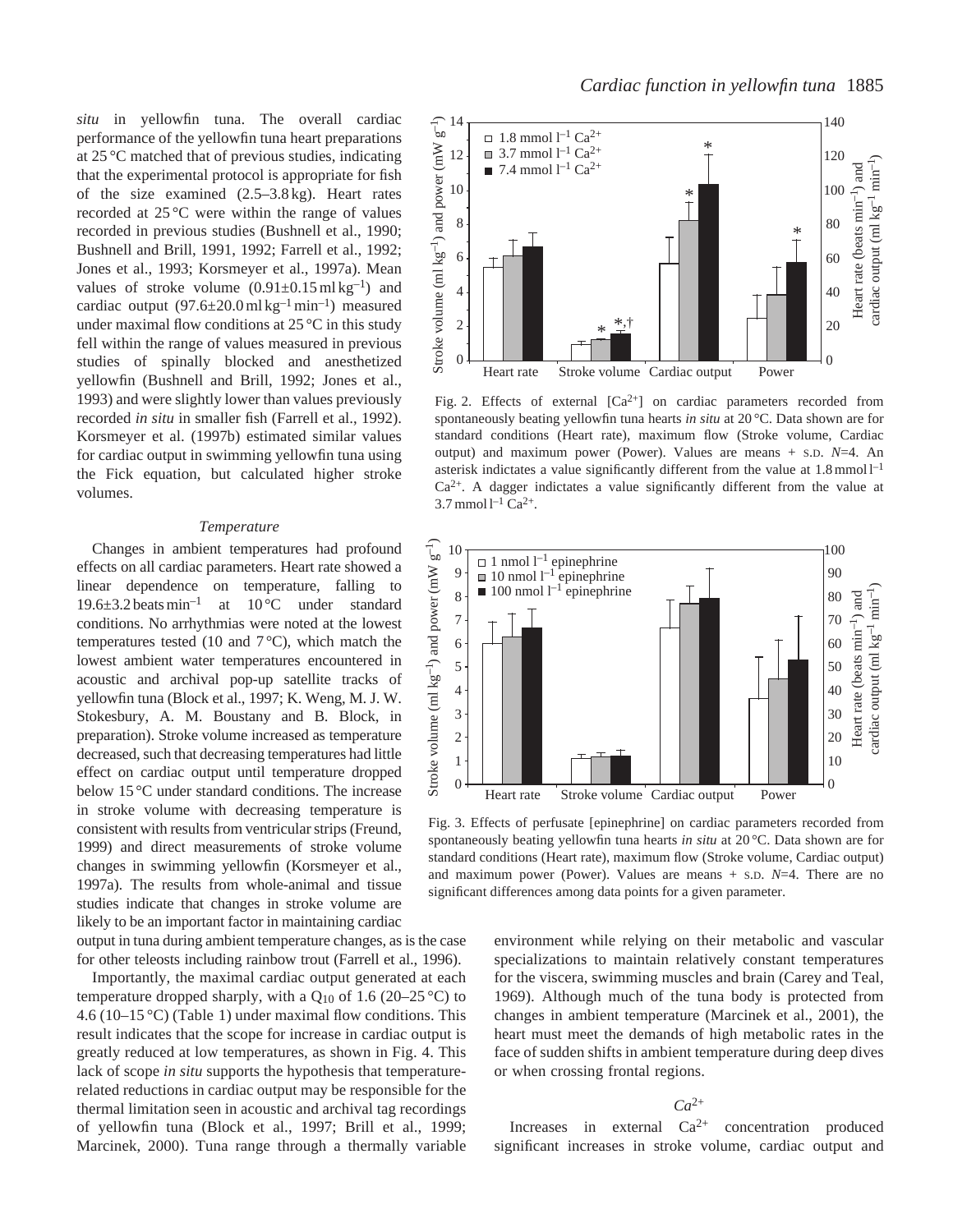*situ* in yellowfin tuna. The overall cardiac performance of the yellowfin tuna heart preparations at 25 °C matched that of previous studies, indicating that the experimental protocol is appropriate for fish of the size examined (2.5–3.8 kg). Heart rates recorded at 25 °C were within the range of values recorded in previous studies (Bushnell et al., 1990; Bushnell and Brill, 1991, 1992; Farrell et al., 1992; Jones et al., 1993; Korsmeyer et al., 1997a). Mean values of stroke volume (0.91±0.15 ml kg$^{-1}$) and cardiac output (97.6±20.0 ml kg$^{-1}$ min$^{-1}$) measured under maximal flow conditions at 25 °C in this study fell within the range of values measured in previous studies of spinally blocked and anesthetized yellowfin (Bushnell and Brill, 1992; Jones et al., 1993) and were slightly lower than values previously recorded *in situ* in smaller fish (Farrell et al., 1992). Korsmeyer et al. (1997b) estimated similar values for cardiac output in swimming yellowfin tuna using the Fick equation, but calculated higher stroke volumes.

### *Temperature*

Changes in ambient temperatures had profound effects on all cardiac parameters. Heart rate showed a linear dependence on temperature, falling to 19.6±3.2 beats min$^{-1}$ at 10 °C under standard conditions. No arrhythmias were noted at the lowest temperatures tested (10 and 7 °C), which match the lowest ambient water temperatures encountered in acoustic and archival pop-up satellite tracks of yellowfin tuna (Block et al., 1997; K. Weng, M. J. W. Stokesbury, A. M. Boustany and B. Block, in preparation). Stroke volume increased as temperature decreased, such that decreasing temperatures had little effect on cardiac output until temperature dropped below 15 °C under standard conditions. The increase in stroke volume with decreasing temperature is consistent with results from ventricular strips (Freund, 1999) and direct measurements of stroke volume changes in swimming yellowfin (Korsmeyer et al., 1997a). The results from whole-animal and tissue studies indicate that changes in stroke volume are likely to be an important factor in maintaining cardiac output in tuna during ambient temperature changes, as is the case for other teleosts including rainbow trout (Farrell et al., 1996).

Importantly, the maximal cardiac output generated at each temperature dropped sharply, with a $Q_{10}$ of 1.6 (20–25 °C) to 4.6 (10–15 °C) (Table 1) under maximal flow conditions. This result indicates that the scope for increase in cardiac output is greatly reduced at low temperatures, as shown in Fig. 4. This lack of scope *in situ* supports the hypothesis that temperature-related reductions in cardiac output may be responsible for the thermal limitation seen in acoustic and archival tag recordings of yellowfin tuna (Block et al., 1997; Brill et al., 1999; Marcinek, 2000). Tuna range through a thermally variable environment while relying on their metabolic and vascular specializations to maintain relatively constant temperatures for the viscera, swimming muscles and brain (Carey and Teal, 1969). Although much of the tuna body is protected from changes in ambient temperature (Marcinek et al., 2001), the heart must meet the demands of high metabolic rates in the face of sudden shifts in ambient temperature during deep dives or when crossing frontal regions.

Fig. 2. Effects of external [$Ca^{2+}$] on cardiac parameters recorded from spontaneously beating yellowfin tuna hearts *in situ* at 20 °C. Data shown are for standard conditions (Heart rate), maximum flow (Stroke volume, Cardiac output) and maximum power (Power). Values are means + S.D. $N$=4. An asterisk indictates a value significantly different from the value at 1.8 mmol l$^{-1}$ $Ca^{2+}$. A dagger indictates a value significantly different from the value at 3.7 mmol l$^{-1}$ $Ca^{2+}$.

Fig. 3. Effects of perfusate [epinephrine] on cardiac parameters recorded from spontaneously beating yellowfin tuna hearts *in situ* at 20 °C. Data shown are for standard conditions (Heart rate), maximum flow (Stroke volume, Cardiac output) and maximum power (Power). Values are means + S.D. $N$=4. There are no significant differences among data points for a given parameter.

### *$Ca^{2+}$*

Increases in external $Ca^{2+}$ concentration produced significant increases in stroke volume, cardiac output and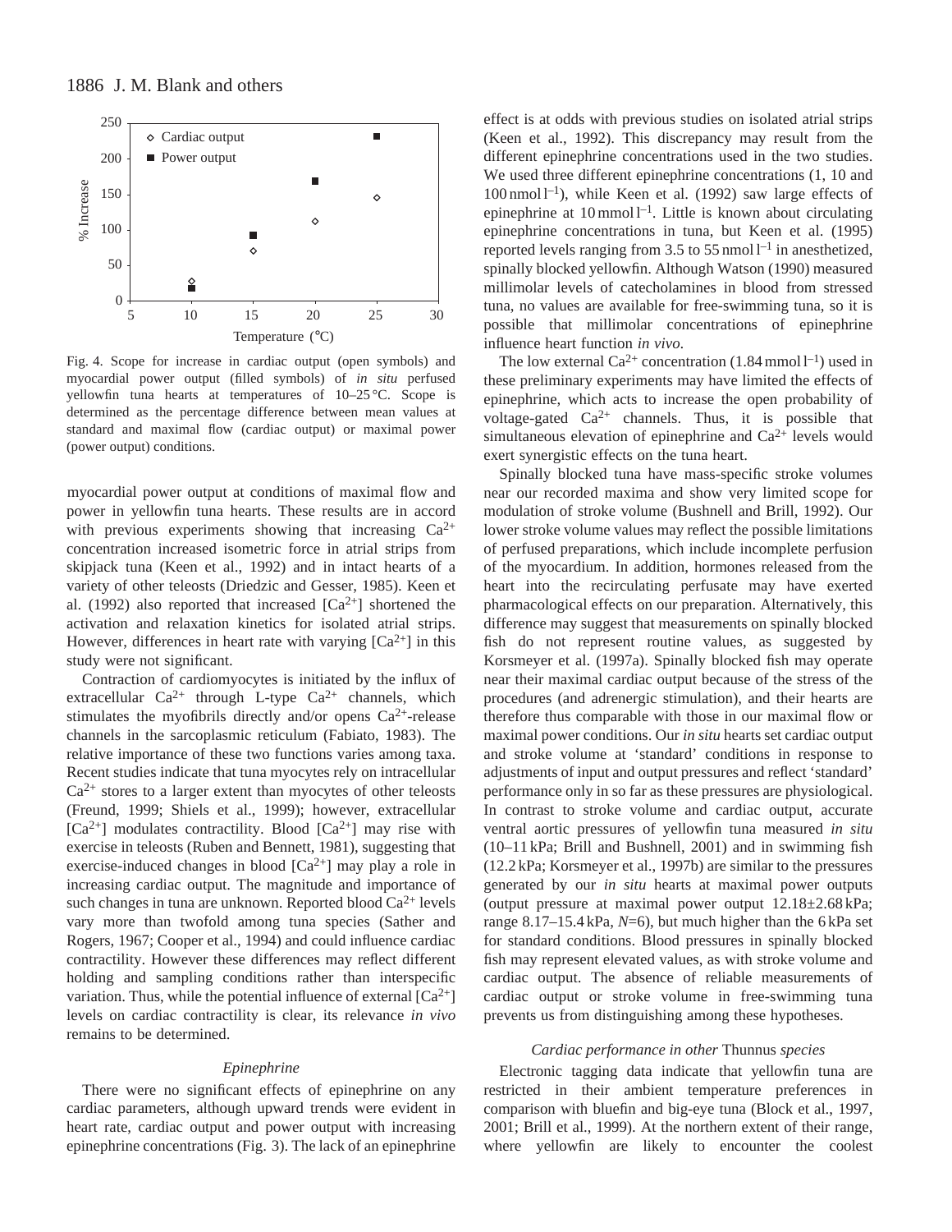Fig. 4. Scope for increase in cardiac output (open symbols) and myocardial power output (filled symbols) of *in situ* perfused yellowfin tuna hearts at temperatures of 10–25 °C. Scope is determined as the percentage difference between mean values at standard and maximal flow (cardiac output) or maximal power (power output) conditions.

myocardial power output at conditions of maximal flow and power in yellowfin tuna hearts. These results are in accord with previous experiments showing that increasing $Ca^{2+}$ concentration increased isometric force in atrial strips from skipjack tuna (Keen et al., 1992) and in intact hearts of a variety of other teleosts (Driedzic and Gesser, 1985). Keen et al. (1992) also reported that increased $[Ca^{2+}]$ shortened the activation and relaxation kinetics for isolated atrial strips. However, differences in heart rate with varying $[Ca^{2+}]$ in this study were not significant.

Contraction of cardiomyocytes is initiated by the influx of extracellular $Ca^{2+}$ through L-type $Ca^{2+}$ channels, which stimulates the myofibrils directly and/or opens $Ca^{2+}$-release channels in the sarcoplasmic reticulum (Fabiato, 1983). The relative importance of these two functions varies among taxa. Recent studies indicate that tuna myocytes rely on intracellular $Ca^{2+}$ stores to a larger extent than myocytes of other teleosts (Freund, 1999; Shiels et al., 1999); however, extracellular $[Ca^{2+}]$ modulates contractility. Blood $[Ca^{2+}]$ may rise with exercise in teleosts (Ruben and Bennett, 1981), suggesting that exercise-induced changes in blood $[Ca^{2+}]$ may play a role in increasing cardiac output. The magnitude and importance of such changes in tuna are unknown. Reported blood $Ca^{2+}$ levels vary more than twofold among tuna species (Sather and Rogers, 1967; Cooper et al., 1994) and could influence cardiac contractility. However these differences may reflect different holding and sampling conditions rather than interspecific variation. Thus, while the potential influence of external $[Ca^{2+}]$ levels on cardiac contractility is clear, its relevance *in vivo* remains to be determined.

### *Epinephrine*

There were no significant effects of epinephrine on any cardiac parameters, although upward trends were evident in heart rate, cardiac output and power output with increasing epinephrine concentrations (Fig. 3). The lack of an epinephrine effect is at odds with previous studies on isolated atrial strips (Keen et al., 1992). This discrepancy may result from the different epinephrine concentrations used in the two studies. We used three different epinephrine concentrations (1, 10 and 100 nmol $l^{-1}$), while Keen et al. (1992) saw large effects of epinephrine at 10 mmol $l^{-1}$. Little is known about circulating epinephrine concentrations in tuna, but Keen et al. (1995) reported levels ranging from 3.5 to 55 nmol $l^{-1}$ in anesthetized, spinally blocked yellowfin. Although Watson (1990) measured millimolar levels of catecholamines in blood from stressed tuna, no values are available for free-swimming tuna, so it is possible that millimolar concentrations of epinephrine influence heart function *in vivo*.

The low external $Ca^{2+}$ concentration (1.84 mmol $l^{-1}$) used in these preliminary experiments may have limited the effects of epinephrine, which acts to increase the open probability of voltage-gated $Ca^{2+}$ channels. Thus, it is possible that simultaneous elevation of epinephrine and $Ca^{2+}$ levels would exert synergistic effects on the tuna heart.

Spinally blocked tuna have mass-specific stroke volumes near our recorded maxima and show very limited scope for modulation of stroke volume (Bushnell and Brill, 1992). Our lower stroke volume values may reflect the possible limitations of perfused preparations, which include incomplete perfusion of the myocardium. In addition, hormones released from the heart into the recirculating perfusate may have exerted pharmacological effects on our preparation. Alternatively, this difference may suggest that measurements on spinally blocked fish do not represent routine values, as suggested by Korsmeyer et al. (1997a). Spinally blocked fish may operate near their maximal cardiac output because of the stress of the procedures (and adrenergic stimulation), and their hearts are therefore thus comparable with those in our maximal flow or maximal power conditions. Our *in situ* hearts set cardiac output and stroke volume at 'standard' conditions in response to adjustments of input and output pressures and reflect 'standard' performance only in so far as these pressures are physiological. In contrast to stroke volume and cardiac output, accurate ventral aortic pressures of yellowfin tuna measured *in situ* (10–11 kPa; Brill and Bushnell, 2001) and in swimming fish (12.2 kPa; Korsmeyer et al., 1997b) are similar to the pressures generated by our *in situ* hearts at maximal power outputs (output pressure at maximal power output 12.18±2.68 kPa; range 8.17–15.4 kPa, $N$=6), but much higher than the 6 kPa set for standard conditions. Blood pressures in spinally blocked fish may represent elevated values, as with stroke volume and cardiac output. The absence of reliable measurements of cardiac output or stroke volume in free-swimming tuna prevents us from distinguishing among these hypotheses.

### *Cardiac performance in other* Thunnus *species*

Electronic tagging data indicate that yellowfin tuna are restricted in their ambient temperature preferences in comparison with bluefin and big-eye tuna (Block et al., 1997, 2001; Brill et al., 1999). At the northern extent of their range, where yellowfin are likely to encounter the coolest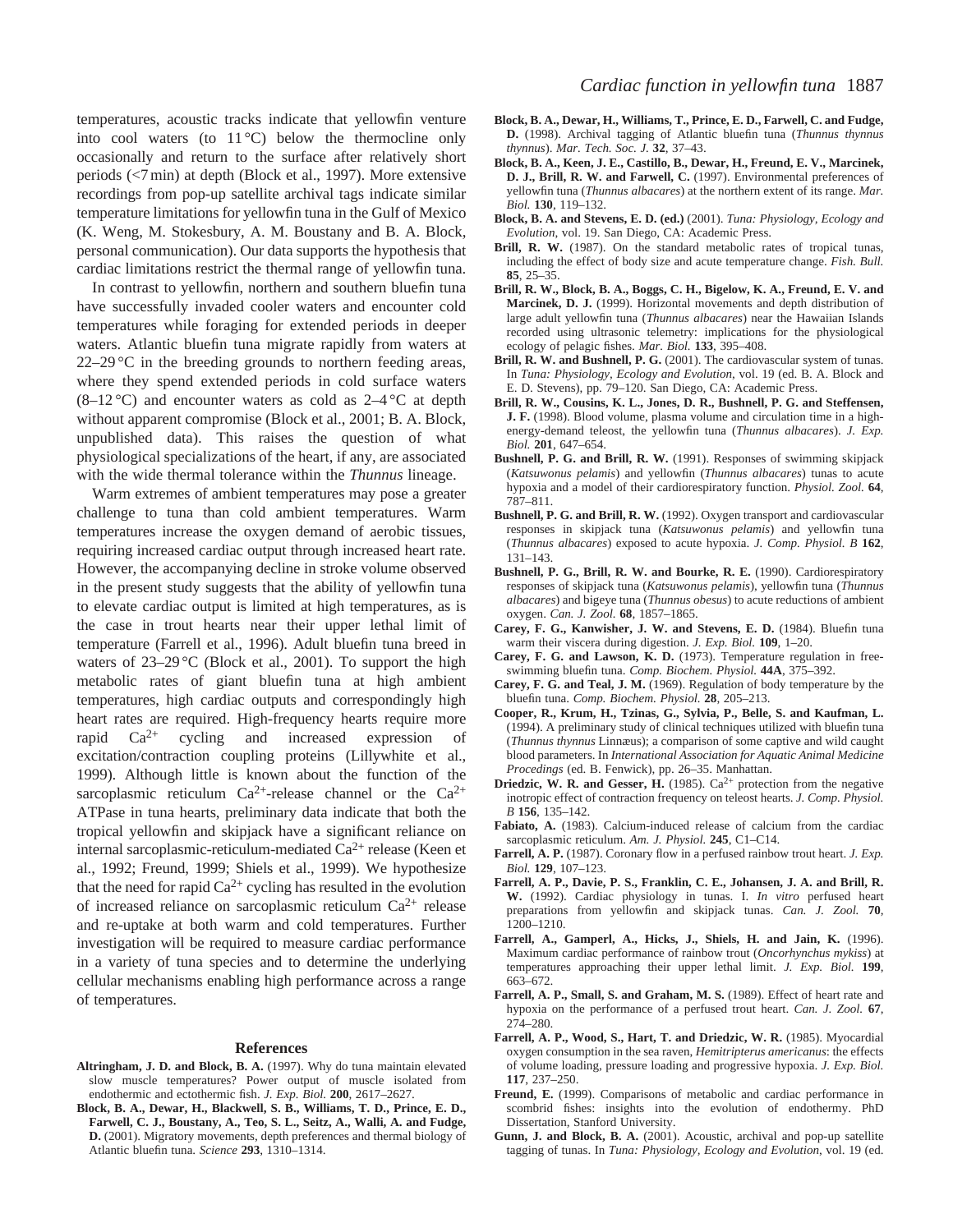temperatures, acoustic tracks indicate that yellowfin venture into cool waters (to 11 °C) below the thermocline only occasionally and return to the surface after relatively short periods (<7 min) at depth (Block et al., 1997). More extensive recordings from pop-up satellite archival tags indicate similar temperature limitations for yellowfin tuna in the Gulf of Mexico (K. Weng, M. Stokesbury, A. M. Boustany and B. A. Block, personal communication). Our data supports the hypothesis that cardiac limitations restrict the thermal range of yellowfin tuna.

In contrast to yellowfin, northern and southern bluefin tuna have successfully invaded cooler waters and encounter cold temperatures while foraging for extended periods in deeper waters. Atlantic bluefin tuna migrate rapidly from waters at 22–29 °C in the breeding grounds to northern feeding areas, where they spend extended periods in cold surface waters (8–12 °C) and encounter waters as cold as 2–4 °C at depth without apparent compromise (Block et al., 2001; B. A. Block, unpublished data). This raises the question of what physiological specializations of the heart, if any, are associated with the wide thermal tolerance within the *Thunnus* lineage.

Warm extremes of ambient temperatures may pose a greater challenge to tuna than cold ambient temperatures. Warm temperatures increase the oxygen demand of aerobic tissues, requiring increased cardiac output through increased heart rate. However, the accompanying decline in stroke volume observed in the present study suggests that the ability of yellowfin tuna to elevate cardiac output is limited at high temperatures, as is the case in trout hearts near their upper lethal limit of temperature (Farrell et al., 1996). Adult bluefin tuna breed in waters of 23–29 °C (Block et al., 2001). To support the high metabolic rates of giant bluefin tuna at high ambient temperatures, high cardiac outputs and correspondingly high heart rates are required. High-frequency hearts require more rapid $Ca^{2+}$ cycling and increased expression of excitation/contraction coupling proteins (Lillywhite et al., 1999). Although little is known about the function of the sarcoplasmic reticulum $Ca^{2+}$-release channel or the $Ca^{2+}$ ATPase in tuna hearts, preliminary data indicate that both the tropical yellowfin and skipjack have a significant reliance on internal sarcoplasmic-reticulum-mediated $Ca^{2+}$ release (Keen et al., 1992; Freund, 1999; Shiels et al., 1999). We hypothesize that the need for rapid $Ca^{2+}$ cycling has resulted in the evolution of increased reliance on sarcoplasmic reticulum $Ca^{2+}$ release and re-uptake at both warm and cold temperatures. Further investigation will be required to measure cardiac performance in a variety of tuna species and to determine the underlying cellular mechanisms enabling high performance across a range of temperatures.

## References

**Altringham, J. D. and Block, B. A.** (1997). Why do tuna maintain elevated slow muscle temperatures? Power output of muscle isolated from endothermic and ectothermic fish. *J. Exp. Biol.* **200**, 2617–2627.

**Block, B. A., Dewar, H., Blackwell, S. B., Williams, T. D., Prince, E. D., Farwell, C. J., Boustany, A., Teo, S. L., Seitz, A., Walli, A. and Fudge, D.** (2001). Migratory movements, depth preferences and thermal biology of Atlantic bluefin tuna. *Science* **293**, 1310–1314.

**Block, B. A., Dewar, H., Williams, T., Prince, E. D., Farwell, C. and Fudge, D.** (1998). Archival tagging of Atlantic bluefin tuna (*Thunnus thynnus thynnus*). *Mar. Tech. Soc. J.* **32**, 37–43.

**Block, B. A., Keen, J. E., Castillo, B., Dewar, H., Freund, E. V., Marcinek, D. J., Brill, R. W. and Farwell, C.** (1997). Environmental preferences of yellowfin tuna (*Thunnus albacares*) at the northern extent of its range. *Mar. Biol.* **130**, 119–132.

**Block, B. A. and Stevens, E. D. (ed.)** (2001). *Tuna: Physiology, Ecology and Evolution*, vol. 19. San Diego, CA: Academic Press.

**Brill, R. W.** (1987). On the standard metabolic rates of tropical tunas, including the effect of body size and acute temperature change. *Fish. Bull.* **85**, 25–35.

**Brill, R. W., Block, B. A., Boggs, C. H., Bigelow, K. A., Freund, E. V. and Marcinek, D. J.** (1999). Horizontal movements and depth distribution of large adult yellowfin tuna (*Thunnus albacares*) near the Hawaiian Islands recorded using ultrasonic telemetry: implications for the physiological ecology of pelagic fishes. *Mar. Biol.* **133**, 395–408.

**Brill, R. W. and Bushnell, P. G.** (2001). The cardiovascular system of tunas. In *Tuna: Physiology, Ecology and Evolution*, vol. 19 (ed. B. A. Block and E. D. Stevens), pp. 79–120. San Diego, CA: Academic Press.

**Brill, R. W., Cousins, K. L., Jones, D. R., Bushnell, P. G. and Steffensen, J. F.** (1998). Blood volume, plasma volume and circulation time in a high-energy-demand teleost, the yellowfin tuna (*Thunnus albacares*). *J. Exp. Biol.* **201**, 647–654.

**Bushnell, P. G. and Brill, R. W.** (1991). Responses of swimming skipjack (*Katsuwonus pelamis*) and yellowfin (*Thunnus albacares*) tunas to acute hypoxia and a model of their cardiorespiratory function. *Physiol. Zool.* **64**, 787–811.

**Bushnell, P. G. and Brill, R. W.** (1992). Oxygen transport and cardiovascular responses in skipjack tuna (*Katsuwonus pelamis*) and yellowfin tuna (*Thunnus albacares*) exposed to acute hypoxia. *J. Comp. Physiol. B* **162**, 131–143.

**Bushnell, P. G., Brill, R. W. and Bourke, R. E.** (1990). Cardiorespiratory responses of skipjack tuna (*Katsuwonus pelamis*), yellowfin tuna (*Thunnus albacares*) and bigeye tuna (*Thunnus obesus*) to acute reductions of ambient oxygen. *Can. J. Zool.* **68**, 1857–1865.

**Carey, F. G., Kanwisher, J. W. and Stevens, E. D.** (1984). Bluefin tuna warm their viscera during digestion. *J. Exp. Biol.* **109**, 1–20.

**Carey, F. G. and Lawson, K. D.** (1973). Temperature regulation in free-swimming bluefin tuna. *Comp. Biochem. Physiol.* **44A**, 375–392.

**Carey, F. G. and Teal, J. M.** (1969). Regulation of body temperature by the bluefin tuna. *Comp. Biochem. Physiol.* **28**, 205–213.

**Cooper, R., Krum, H., Tzinas, G., Sylvia, P., Belle, S. and Kaufman, L.** (1994). A preliminary study of clinical techniques utilized with bluefin tuna (*Thunnus thynnus* Linnæus); a comparison of some captive and wild caught blood parameters. In *International Association for Aquatic Animal Medicine Procedings* (ed. B. Fenwick), pp. 26–35. Manhattan.

**Driedzic, W. R. and Gesser, H.** (1985). $Ca^{2+}$ protection from the negative inotropic effect of contraction frequency on teleost hearts. *J. Comp. Physiol. B* **156**, 135–142.

**Fabiato, A.** (1983). Calcium-induced release of calcium from the cardiac sarcoplasmic reticulum. *Am. J. Physiol.* **245**, C1–C14.

**Farrell, A. P.** (1987). Coronary flow in a perfused rainbow trout heart. *J. Exp. Biol.* **129**, 107–123.

**Farrell, A. P., Davie, P. S., Franklin, C. E., Johansen, J. A. and Brill, R. W.** (1992). Cardiac physiology in tunas. I. *In vitro* perfused heart preparations from yellowfin and skipjack tunas. *Can. J. Zool.* **70**, 1200–1210.

**Farrell, A., Gamperl, A., Hicks, J., Shiels, H. and Jain, K.** (1996). Maximum cardiac performance of rainbow trout (*Oncorhynchus mykiss*) at temperatures approaching their upper lethal limit. *J. Exp. Biol.* **199**, 663–672.

**Farrell, A. P., Small, S. and Graham, M. S.** (1989). Effect of heart rate and hypoxia on the performance of a perfused trout heart. *Can. J. Zool.* **67**, 274–280.

**Farrell, A. P., Wood, S., Hart, T. and Driedzic, W. R.** (1985). Myocardial oxygen consumption in the sea raven, *Hemitripterus americanus*: the effects of volume loading, pressure loading and progressive hypoxia. *J. Exp. Biol.* **117**, 237–250.

**Freund, E.** (1999). Comparisons of metabolic and cardiac performance in scombrid fishes: insights into the evolution of endothermy. PhD Dissertation, Stanford University.

**Gunn, J. and Block, B. A.** (2001). Acoustic, archival and pop-up satellite tagging of tunas. In *Tuna: Physiology, Ecology and Evolution*, vol. 19 (ed.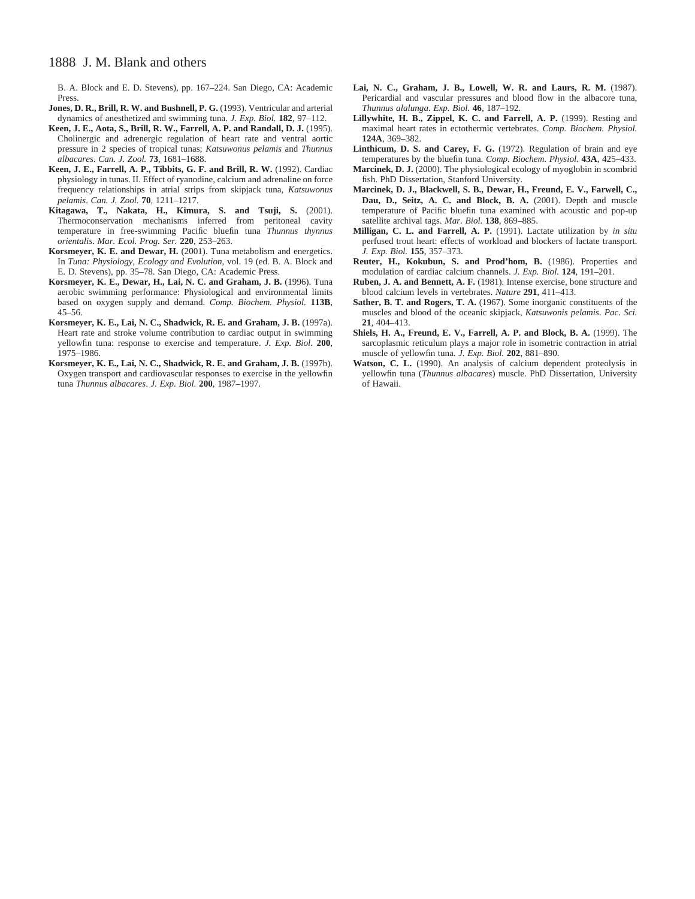B. A. Block and E. D. Stevens), pp. 167–224. San Diego, CA: Academic Press.

**Jones, D. R., Brill, R. W. and Bushnell, P. G.** (1993). Ventricular and arterial dynamics of anesthetized and swimming tuna. *J. Exp. Biol.* **182**, 97–112.

**Keen, J. E., Aota, S., Brill, R. W., Farrell, A. P. and Randall, D. J.** (1995). Cholinergic and adrenergic regulation of heart rate and ventral aortic pressure in 2 species of tropical tunas; *Katsuwonus pelamis* and *Thunnus albacares*. *Can. J. Zool.* **73**, 1681–1688.

**Keen, J. E., Farrell, A. P., Tibbits, G. F. and Brill, R. W.** (1992). Cardiac physiology in tunas. II. Effect of ryanodine, calcium and adrenaline on force frequency relationships in atrial strips from skipjack tuna, *Katsuwonus pelamis*. *Can. J. Zool.* **70**, 1211–1217.

**Kitagawa, T., Nakata, H., Kimura, S. and Tsuji, S.** (2001). Thermoconservation mechanisms inferred from peritoneal cavity temperature in free-swimming Pacific bluefin tuna *Thunnus thynnus orientalis*. *Mar. Ecol. Prog. Ser.* **220**, 253–263.

**Korsmeyer, K. E. and Dewar, H.** (2001). Tuna metabolism and energetics. In *Tuna: Physiology, Ecology and Evolution*, vol. 19 (ed. B. A. Block and E. D. Stevens), pp. 35–78. San Diego, CA: Academic Press.

**Korsmeyer, K. E., Dewar, H., Lai, N. C. and Graham, J. B.** (1996). Tuna aerobic swimming performance: Physiological and environmental limits based on oxygen supply and demand. *Comp. Biochem. Physiol.* **113B**, 45–56.

**Korsmeyer, K. E., Lai, N. C., Shadwick, R. E. and Graham, J. B.** (1997a). Heart rate and stroke volume contribution to cardiac output in swimming yellowfin tuna: response to exercise and temperature. *J. Exp. Biol.* **200**, 1975–1986.

**Korsmeyer, K. E., Lai, N. C., Shadwick, R. E. and Graham, J. B.** (1997b). Oxygen transport and cardiovascular responses to exercise in the yellowfin tuna *Thunnus albacares*. *J. Exp. Biol.* **200**, 1987–1997.

**Lai, N. C., Graham, J. B., Lowell, W. R. and Laurs, R. M.** (1987). Pericardial and vascular pressures and blood flow in the albacore tuna, *Thunnus alalunga*. *Exp. Biol.* **46**, 187–192.

**Lillywhite, H. B., Zippel, K. C. and Farrell, A. P.** (1999). Resting and maximal heart rates in ectothermic vertebrates. *Comp. Biochem. Physiol.* **124A**, 369–382.

**Linthicum, D. S. and Carey, F. G.** (1972). Regulation of brain and eye temperatures by the bluefin tuna. *Comp. Biochem. Physiol.* **43A**, 425–433.

**Marcinek, D. J.** (2000). The physiological ecology of myoglobin in scombrid fish. PhD Dissertation, Stanford University.

**Marcinek, D. J., Blackwell, S. B., Dewar, H., Freund, E. V., Farwell, C., Dau, D., Seitz, A. C. and Block, B. A.** (2001). Depth and muscle temperature of Pacific bluefin tuna examined with acoustic and pop-up satellite archival tags. *Mar. Biol.* **138**, 869–885.

**Milligan, C. L. and Farrell, A. P.** (1991). Lactate utilization by *in situ* perfused trout heart: effects of workload and blockers of lactate transport. *J. Exp. Biol.* **155**, 357–373.

**Reuter, H., Kokubun, S. and Prod'hom, B.** (1986). Properties and modulation of cardiac calcium channels. *J. Exp. Biol.* **124**, 191–201.

**Ruben, J. A. and Bennett, A. F.** (1981). Intense exercise, bone structure and blood calcium levels in vertebrates. *Nature* **291**, 411–413.

**Sather, B. T. and Rogers, T. A.** (1967). Some inorganic constituents of the muscles and blood of the oceanic skipjack, *Katsuwonis pelamis*. *Pac. Sci.* **21**, 404–413.

**Shiels, H. A., Freund, E. V., Farrell, A. P. and Block, B. A.** (1999). The sarcoplasmic reticulum plays a major role in isometric contraction in atrial muscle of yellowfin tuna. *J. Exp. Biol.* **202**, 881–890.

**Watson, C. L.** (1990). An analysis of calcium dependent proteolysis in yellowfin tuna (*Thunnus albacares*) muscle. PhD Dissertation, University of Hawaii.